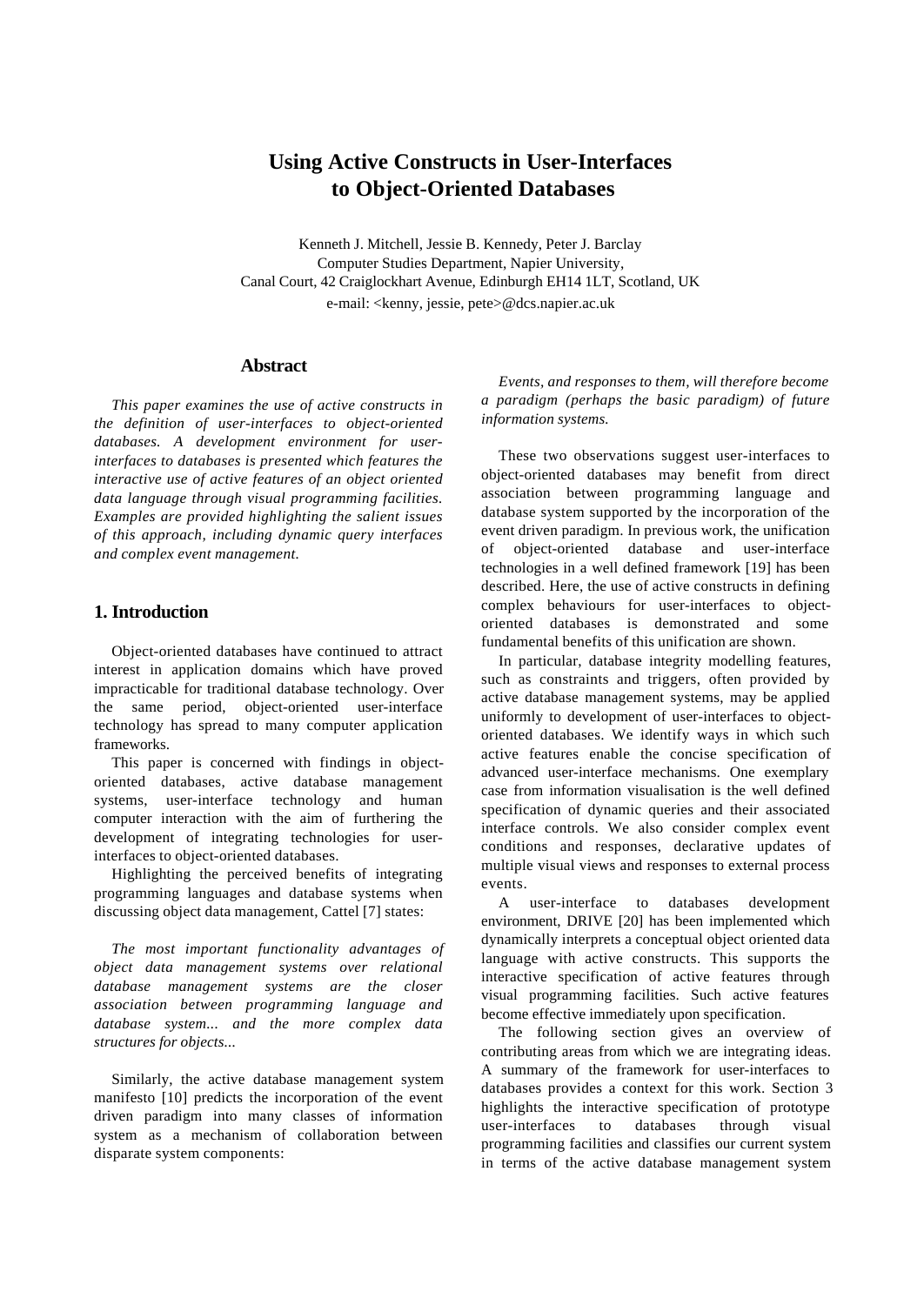# Using Active Constructs in User-Interfaces to Object-Oriented Databases

Kenneth J. Mitchell, Jessie B. Kennedy, Peter J. Barclay
Computer Studies Department, Napier University,
Canal Court, 42 Craiglockhart Avenue, Edinburgh EH14 1LT, Scotland, UK
e-mail: <kenny, jessie, pete>@dcs.napier.ac.uk

## Abstract

*This paper examines the use of active constructs in the definition of user-interfaces to object-oriented databases. A development environment for user-interfaces to databases is presented which features the interactive use of active features of an object oriented data language through visual programming facilities. Examples are provided highlighting the salient issues of this approach, including dynamic query interfaces and complex event management.*

## 1. Introduction

Object-oriented databases have continued to attract interest in application domains which have proved impracticable for traditional database technology. Over the same period, object-oriented user-interface technology has spread to many computer application frameworks.

This paper is concerned with findings in object-oriented databases, active database management systems, user-interface technology and human computer interaction with the aim of furthering the development of integrating technologies for user-interfaces to object-oriented databases.

Highlighting the perceived benefits of integrating programming languages and database systems when discussing object data management, Cattel [7] states:

*The most important functionality advantages of object data management systems over relational database management systems are the closer association between programming language and database system... and the more complex data structures for objects...*

Similarly, the active database management system manifesto [10] predicts the incorporation of the event driven paradigm into many classes of information system as a mechanism of collaboration between disparate system components:

*Events, and responses to them, will therefore become a paradigm (perhaps the basic paradigm) of future information systems.*

These two observations suggest user-interfaces to object-oriented databases may benefit from direct association between programming language and database system supported by the incorporation of the event driven paradigm. In previous work, the unification of object-oriented database and user-interface technologies in a well defined framework [19] has been described. Here, the use of active constructs in defining complex behaviours for user-interfaces to object-oriented databases is demonstrated and some fundamental benefits of this unification are shown.

In particular, database integrity modelling features, such as constraints and triggers, often provided by active database management systems, may be applied uniformly to development of user-interfaces to object-oriented databases. We identify ways in which such active features enable the concise specification of advanced user-interface mechanisms. One exemplary case from information visualisation is the well defined specification of dynamic queries and their associated interface controls. We also consider complex event conditions and responses, declarative updates of multiple visual views and responses to external process events.

A user-interface to databases development environment, DRIVE [20] has been implemented which dynamically interprets a conceptual object oriented data language with active constructs. This supports the interactive specification of active features through visual programming facilities. Such active features become effective immediately upon specification.

The following section gives an overview of contributing areas from which we are integrating ideas. A summary of the framework for user-interfaces to databases provides a context for this work. Section 3 highlights the interactive specification of prototype user-interfaces to databases through visual programming facilities and classifies our current system in terms of the active database management system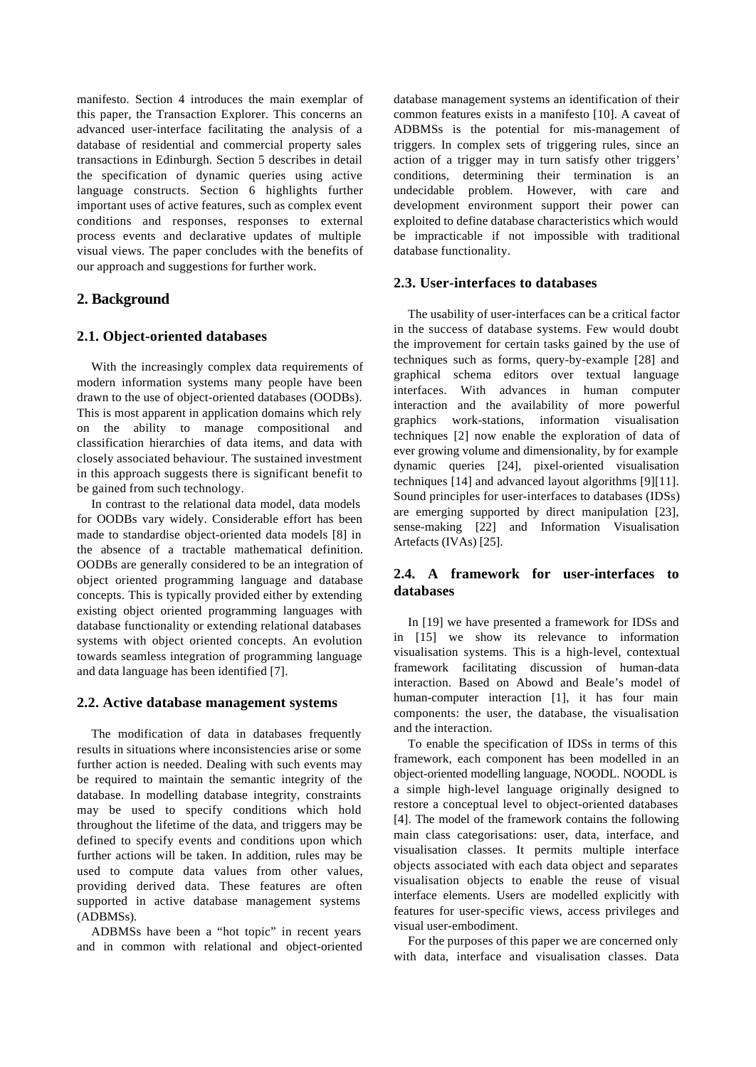manifesto. Section 4 introduces the main exemplar of this paper, the Transaction Explorer. This concerns an advanced user-interface facilitating the analysis of a database of residential and commercial property sales transactions in Edinburgh. Section 5 describes in detail the specification of dynamic queries using active language constructs. Section 6 highlights further important uses of active features, such as complex event conditions and responses, responses to external process events and declarative updates of multiple visual views. The paper concludes with the benefits of our approach and suggestions for further work.

## 2. Background

### 2.1. Object-oriented databases

With the increasingly complex data requirements of modern information systems many people have been drawn to the use of object-oriented databases (OODBs). This is most apparent in application domains which rely on the ability to manage compositional and classification hierarchies of data items, and data with closely associated behaviour. The sustained investment in this approach suggests there is significant benefit to be gained from such technology.

In contrast to the relational data model, data models for OODBs vary widely. Considerable effort has been made to standardise object-oriented data models [8] in the absence of a tractable mathematical definition. OODBs are generally considered to be an integration of object oriented programming language and database concepts. This is typically provided either by extending existing object oriented programming languages with database functionality or extending relational databases systems with object oriented concepts. An evolution towards seamless integration of programming language and data language has been identified [7].

### 2.2. Active database management systems

The modification of data in databases frequently results in situations where inconsistencies arise or some further action is needed. Dealing with such events may be required to maintain the semantic integrity of the database. In modelling database integrity, constraints may be used to specify conditions which hold throughout the lifetime of the data, and triggers may be defined to specify events and conditions upon which further actions will be taken. In addition, rules may be used to compute data values from other values, providing derived data. These features are often supported in active database management systems (ADBMSs).

ADBMSs have been a "hot topic" in recent years and in common with relational and object-oriented database management systems an identification of their common features exists in a manifesto [10]. A caveat of ADBMSs is the potential for mis-management of triggers. In complex sets of triggering rules, since an action of a trigger may in turn satisfy other triggers' conditions, determining their termination is an undecidable problem. However, with care and development environment support their power can exploited to define database characteristics which would be impracticable if not impossible with traditional database functionality.

### 2.3. User-interfaces to databases

The usability of user-interfaces can be a critical factor in the success of database systems. Few would doubt the improvement for certain tasks gained by the use of techniques such as forms, query-by-example [28] and graphical schema editors over textual language interfaces. With advances in human computer interaction and the availability of more powerful graphics work-stations, information visualisation techniques [2] now enable the exploration of data of ever growing volume and dimensionality, by for example dynamic queries [24], pixel-oriented visualisation techniques [14] and advanced layout algorithms [9][11]. Sound principles for user-interfaces to databases (IDSs) are emerging supported by direct manipulation [23], sense-making [22] and Information Visualisation Artefacts (IVAs) [25].

### 2.4. A framework for user-interfaces to databases

In [19] we have presented a framework for IDSs and in [15] we show its relevance to information visualisation systems. This is a high-level, contextual framework facilitating discussion of human-data interaction. Based on Abowd and Beale's model of human-computer interaction [1], it has four main components: the user, the database, the visualisation and the interaction.

To enable the specification of IDSs in terms of this framework, each component has been modelled in an object-oriented modelling language, NOODL. NOODL is a simple high-level language originally designed to restore a conceptual level to object-oriented databases [4]. The model of the framework contains the following main class categorisations: user, data, interface, and visualisation classes. It permits multiple interface objects associated with each data object and separates visualisation objects to enable the reuse of visual interface elements. Users are modelled explicitly with features for user-specific views, access privileges and visual user-embodiment.

For the purposes of this paper we are concerned only with data, interface and visualisation classes. Data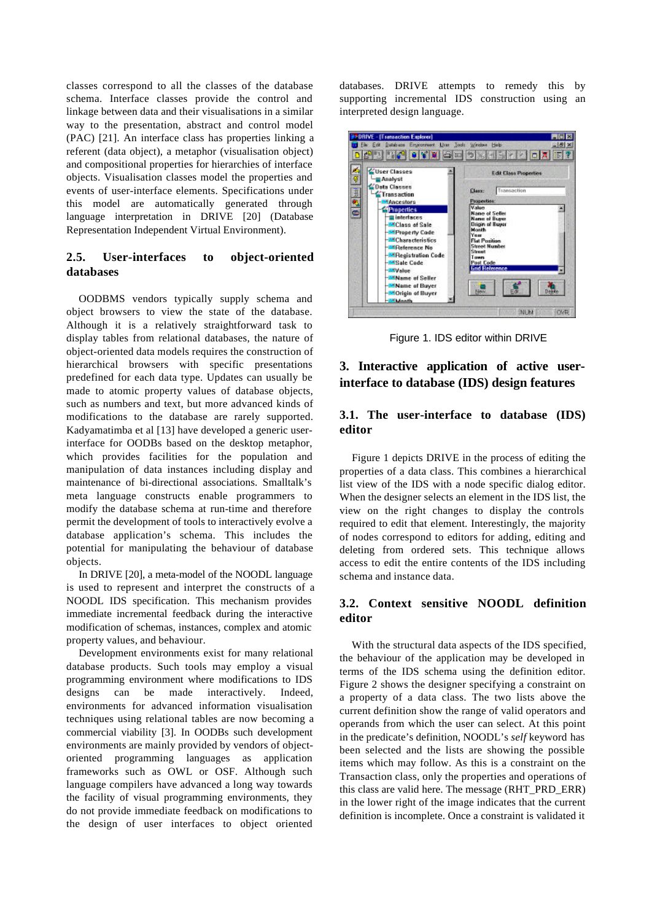classes correspond to all the classes of the database schema. Interface classes provide the control and linkage between data and their visualisations in a similar way to the presentation, abstract and control model (PAC) [21]. An interface class has properties linking a referent (data object), a metaphor (visualisation object) and compositional properties for hierarchies of interface objects. Visualisation classes model the properties and events of user-interface elements. Specifications under this model are automatically generated through language interpretation in DRIVE [20] (Database Representation Independent Virtual Environment).

### 2.5. User-interfaces to object-oriented databases

OODBMS vendors typically supply schema and object browsers to view the state of the database. Although it is a relatively straightforward task to display tables from relational databases, the nature of object-oriented data models requires the construction of hierarchical browsers with specific presentations predefined for each data type. Updates can usually be made to atomic property values of database objects, such as numbers and text, but more advanced kinds of modifications to the database are rarely supported. Kadyamatimba et al [13] have developed a generic user-interface for OODBs based on the desktop metaphor, which provides facilities for the population and manipulation of data instances including display and maintenance of bi-directional associations. Smalltalk's meta language constructs enable programmers to modify the database schema at run-time and therefore permit the development of tools to interactively evolve a database application's schema. This includes the potential for manipulating the behaviour of database objects.

In DRIVE [20], a meta-model of the NOODL language is used to represent and interpret the constructs of a NOODL IDS specification. This mechanism provides immediate incremental feedback during the interactive modification of schemas, instances, complex and atomic property values, and behaviour.

Development environments exist for many relational database products. Such tools may employ a visual programming environment where modifications to IDS designs can be made interactively. Indeed, environments for advanced information visualisation techniques using relational tables are now becoming a commercial viability [3]. In OODBs such development environments are mainly provided by vendors of object-oriented programming languages as application frameworks such as OWL or OSF. Although such language compilers have advanced a long way towards the facility of visual programming environments, they do not provide immediate feedback on modifications to the design of user interfaces to object oriented databases. DRIVE attempts to remedy this by supporting incremental IDS construction using an interpreted design language.

Figure 1. IDS editor within DRIVE

## 3. Interactive application of active user-interface to database (IDS) design features

### 3.1. The user-interface to database (IDS) editor

Figure 1 depicts DRIVE in the process of editing the properties of a data class. This combines a hierarchical list view of the IDS with a node specific dialog editor. When the designer selects an element in the IDS list, the view on the right changes to display the controls required to edit that element. Interestingly, the majority of nodes correspond to editors for adding, editing and deleting from ordered sets. This technique allows access to edit the entire contents of the IDS including schema and instance data.

### 3.2. Context sensitive NOODL definition editor

With the structural data aspects of the IDS specified, the behaviour of the application may be developed in terms of the IDS schema using the definition editor. Figure 2 shows the designer specifying a constraint on a property of a data class. The two lists above the current definition show the range of valid operators and operands from which the user can select. At this point in the predicate's definition, NOODL's *self* keyword has been selected and the lists are showing the possible items which may follow. As this is a constraint on the Transaction class, only the properties and operations of this class are valid here. The message (RHT_PRD_ERR) in the lower right of the image indicates that the current definition is incomplete. Once a constraint is validated it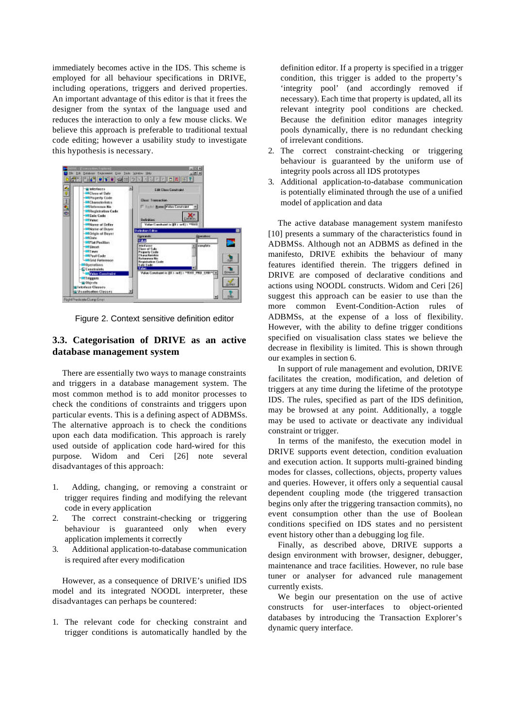immediately becomes active in the IDS. This scheme is employed for all behaviour specifications in DRIVE, including operations, triggers and derived properties. An important advantage of this editor is that it frees the designer from the syntax of the language used and reduces the interaction to only a few mouse clicks. We believe this approach is preferable to traditional textual code editing; however a usability study to investigate this hypothesis is necessary.

Figure 2. Context sensitive definition editor

### 3.3. Categorisation of DRIVE as an active database management system

There are essentially two ways to manage constraints and triggers in a database management system. The most common method is to add monitor processes to check the conditions of constraints and triggers upon particular events. This is a defining aspect of ADBMSs. The alternative approach is to check the conditions upon each data modification. This approach is rarely used outside of application code hard-wired for this purpose. Widom and Ceri [26] note several disadvantages of this approach:

1. Adding, changing, or removing a constraint or trigger requires finding and modifying the relevant code in every application
2. The correct constraint-checking or triggering behaviour is guaranteed only when every application implements it correctly
3. Additional application-to-database communication is required after every modification

However, as a consequence of DRIVE's unified IDS model and its integrated NOODL interpreter, these disadvantages can perhaps be countered:

1. The relevant code for checking constraint and trigger conditions is automatically handled by the definition editor. If a property is specified in a trigger condition, this trigger is added to the property's 'integrity pool' (and accordingly removed if necessary). Each time that property is updated, all its relevant integrity pool conditions are checked. Because the definition editor manages integrity pools dynamically, there is no redundant checking of irrelevant conditions.
2. The correct constraint-checking or triggering behaviour is guaranteed by the uniform use of integrity pools across all IDS prototypes
3. Additional application-to-database communication is potentially eliminated through the use of a unified model of application and data

The active database management system manifesto [10] presents a summary of the characteristics found in ADBMSs. Although not an ADBMS as defined in the manifesto, DRIVE exhibits the behaviour of many features identified therein. The triggers defined in DRIVE are composed of declarative conditions and actions using NOODL constructs. Widom and Ceri [26] suggest this approach can be easier to use than the more common Event-Condition-Action rules of ADBMSs, at the expense of a loss of flexibility. However, with the ability to define trigger conditions specified on visualisation class states we believe the decrease in flexibility is limited. This is shown through our examples in section 6.

In support of rule management and evolution, DRIVE facilitates the creation, modification, and deletion of triggers at any time during the lifetime of the prototype IDS. The rules, specified as part of the IDS definition, may be browsed at any point. Additionally, a toggle may be used to activate or deactivate any individual constraint or trigger.

In terms of the manifesto, the execution model in DRIVE supports event detection, condition evaluation and execution action. It supports multi-grained binding modes for classes, collections, objects, property values and queries. However, it offers only a sequential causal dependent coupling mode (the triggered transaction begins only after the triggering transaction commits), no event consumption other than the use of Boolean conditions specified on IDS states and no persistent event history other than a debugging log file.

Finally, as described above, DRIVE supports a design environment with browser, designer, debugger, maintenance and trace facilities. However, no rule base tuner or analyser for advanced rule management currently exists.

We begin our presentation on the use of active constructs for user-interfaces to object-oriented databases by introducing the Transaction Explorer's dynamic query interface.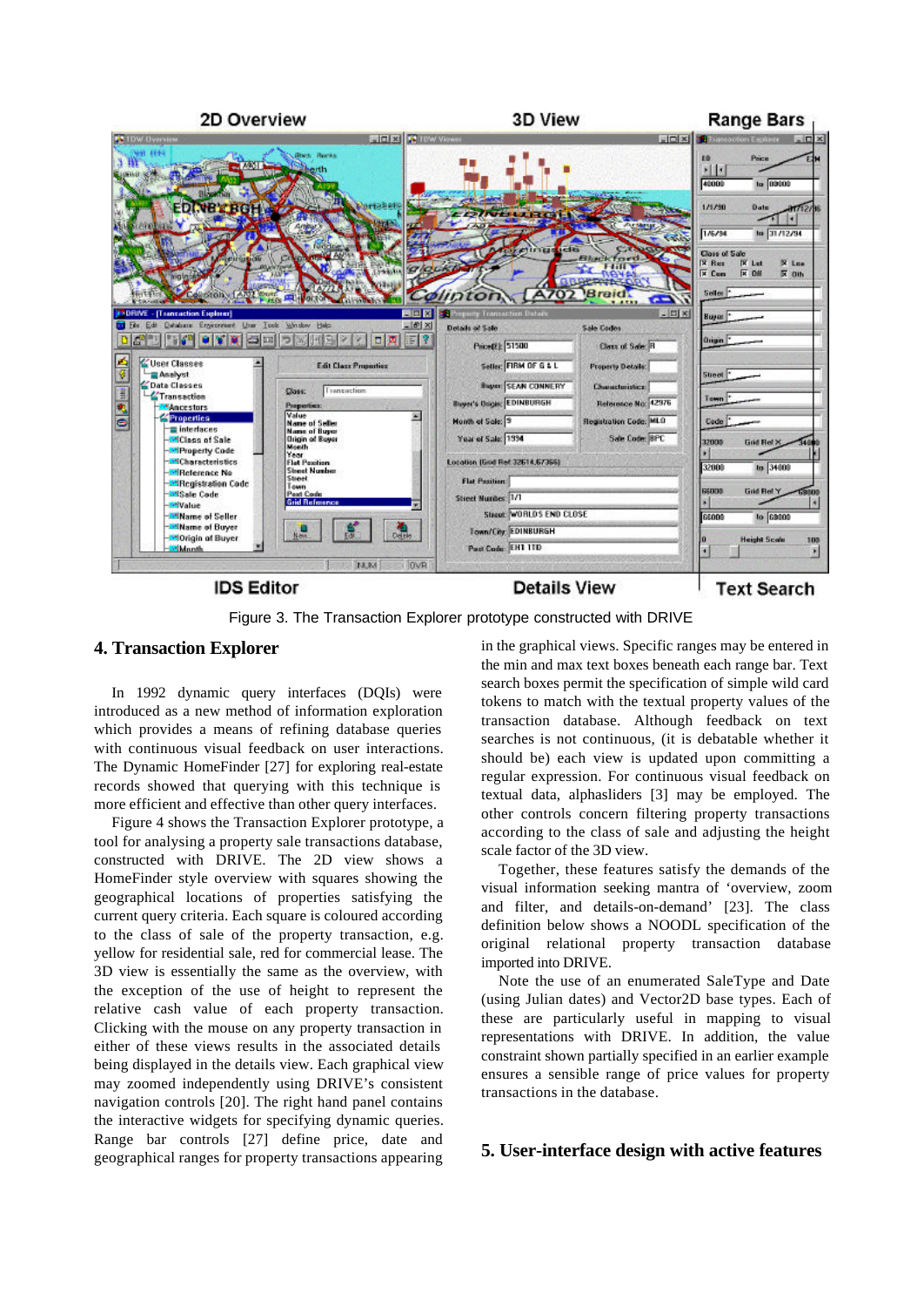Figure 3. The Transaction Explorer prototype constructed with DRIVE

## 4. Transaction Explorer

In 1992 dynamic query interfaces (DQIs) were introduced as a new method of information exploration which provides a means of refining database queries with continuous visual feedback on user interactions. The Dynamic HomeFinder [27] for exploring real-estate records showed that querying with this technique is more efficient and effective than other query interfaces.

Figure 4 shows the Transaction Explorer prototype, a tool for analysing a property sale transactions database, constructed with DRIVE. The 2D view shows a HomeFinder style overview with squares showing the geographical locations of properties satisfying the current query criteria. Each square is coloured according to the class of sale of the property transaction, e.g. yellow for residential sale, red for commercial lease. The 3D view is essentially the same as the overview, with the exception of the use of height to represent the relative cash value of each property transaction. Clicking with the mouse on any property transaction in either of these views results in the associated details being displayed in the details view. Each graphical view may zoomed independently using DRIVE's consistent navigation controls [20]. The right hand panel contains the interactive widgets for specifying dynamic queries. Range bar controls [27] define price, date and geographical ranges for property transactions appearing in the graphical views. Specific ranges may be entered in the min and max text boxes beneath each range bar. Text search boxes permit the specification of simple wild card tokens to match with the textual property values of the transaction database. Although feedback on text searches is not continuous, (it is debatable whether it should be) each view is updated upon committing a regular expression. For continuous visual feedback on textual data, alphasliders [3] may be employed. The other controls concern filtering property transactions according to the class of sale and adjusting the height scale factor of the 3D view.

Together, these features satisfy the demands of the visual information seeking mantra of 'overview, zoom and filter, and details-on-demand' [23]. The class definition below shows a NOODL specification of the original relational property transaction database imported into DRIVE.

Note the use of an enumerated SaleType and Date (using Julian dates) and Vector2D base types. Each of these are particularly useful in mapping to visual representations with DRIVE. In addition, the value constraint partially specified in an earlier example ensures a sensible range of price values for property transactions in the database.

## 5. User-interface design with active features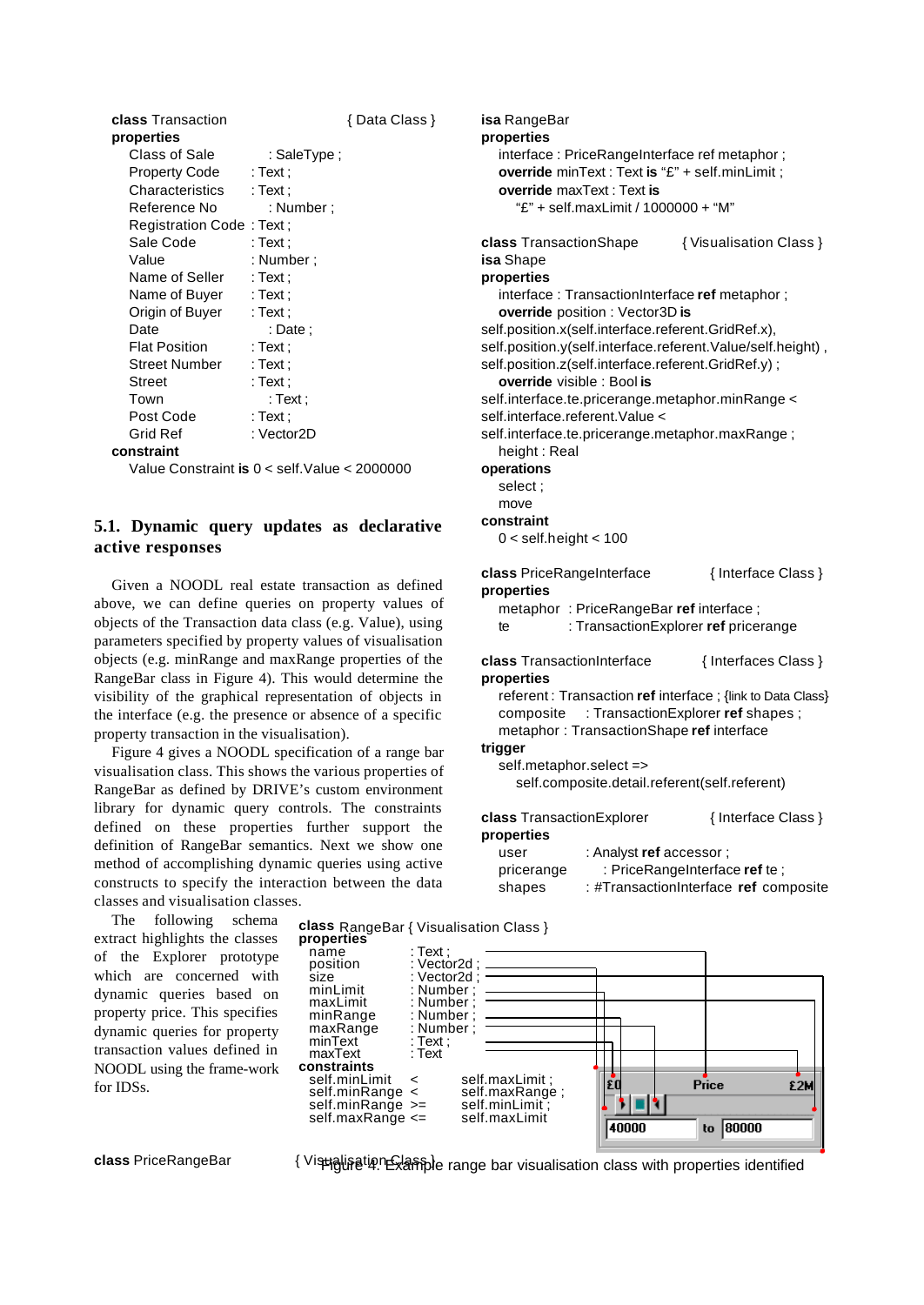```
class Transaction                    { Data Class }
properties
    Class of Sale          : SaleType ;
    Property Code          : Text ;
    Characteristics        : Text ;
    Reference No           : Number ;
    Registration Code      : Text ;
    Sale Code              : Text ;
    Value                  : Number ;
    Name of Seller         : Text ;
    Name of Buyer          : Text ;
    Origin of Buyer        : Text ;
    Date                   : Date ;
    Flat Position          : Text ;
    Street Number          : Text ;
    Street                 : Text ;
    Town                   : Text ;
    Post Code              : Text ;
    Grid Ref               : Vector2D
constraint
    Value Constraint is 0 < self.Value < 2000000
```

## 5.1. Dynamic query updates as declarative active responses

Given a NOODL real estate transaction as defined above, we can define queries on property values of objects of the Transaction data class (e.g. Value), using parameters specified by property values of visualisation objects (e.g. minRange and maxRange properties of the RangeBar class in Figure 4). This would determine the visibility of the graphical representation of objects in the interface (e.g. the presence or absence of a specific property transaction in the visualisation).

Figure 4 gives a NOODL specification of a range bar visualisation class. This shows the various properties of RangeBar as defined by DRIVE's custom environment library for dynamic query controls. The constraints defined on these properties further support the definition of RangeBar semantics. Next we show one method of accomplishing dynamic queries using active constructs to specify the interaction between the data classes and visualisation classes.

The following schema extract highlights the classes of the Explorer prototype which are concerned with dynamic queries based on property price. This specifies dynamic queries for property transaction values defined in NOODL using the frame-work for IDSs.

```
class PriceRangeBar                  { Visualisation Class }
isa RangeBar
properties
    interface : PriceRangeInterface ref metaphor ;
    override minText : Text is "£" + self.minLimit ;
    override maxText : Text is
        "£" + self.maxLimit / 1000000 + "M"

class TransactionShape               { Visualisation Class }
isa Shape
properties
    interface : TransactionInterface ref metaphor ;
    override position : Vector3D is
self.position.x(self.interface.referent.GridRef.x),
self.position.y(self.interface.referent.Value/self.height) ,
self.position.z(self.interface.referent.GridRef.y) ;
    override visible : Bool is
self.interface.te.pricerange.metaphor.minRange <
self.interface.referent.Value <
self.interface.te.pricerange.metaphor.maxRange ;
    height : Real
operations
    select ;
    move
constraint
    0 < self.height < 100

class PriceRangeInterface            { Interface Class }
properties
    metaphor  : PriceRangeBar ref interface ;
    te        : TransactionExplorer ref pricerange

class TransactionInterface           { Interfaces Class }
properties
    referent : Transaction ref interface ; {link to Data Class}
    composite  : TransactionExplorer ref shapes ;
    metaphor : TransactionShape ref interface
trigger
    self.metaphor.select =>
        self.composite.detail.referent(self.referent)

class TransactionExplorer            { Interface Class }
properties
    user         : Analyst ref accessor ;
    pricerange   : PriceRangeInterface ref te ;
    shapes       : #TransactionInterface ref composite
```

```
class RangeBar { Visualisation Class }
properties
    name        : Text ;
    position    : Vector2d ;
    size        : Vector2d ;
    minLimit    : Number ;
    maxLimit    : Number ;
    minRange    : Number ;
    maxRange    : Number ;
    minText     : Text ;
    maxText     : Text
constraints
    self.minLimit   <    self.maxLimit ;
    self.minRange   <    self.maxRange ;
    self.minRange   >=   self.minLimit ;
    self.maxRange   <=   self.maxLimit
```

£0 Price £2M

40000 to 80000

Figure 4. Example range bar visualisation class with properties identified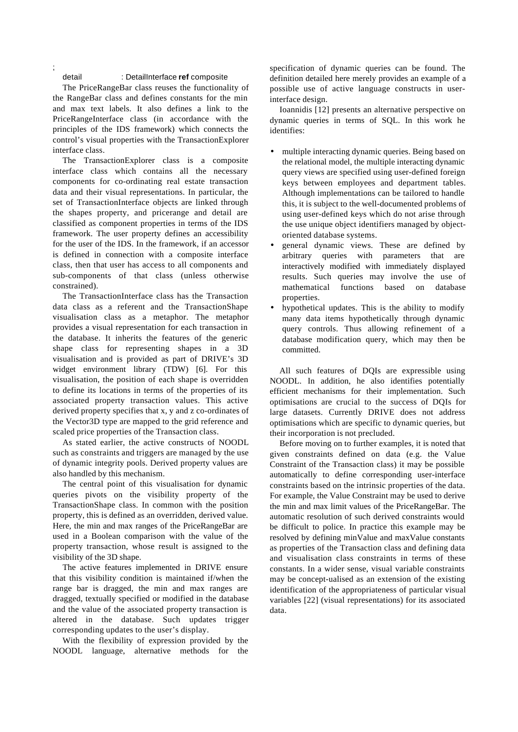;

```
detail          : DetailInterface ref composite
```

The PriceRangeBar class reuses the functionality of the RangeBar class and defines constants for the min and max text labels. It also defines a link to the PriceRangeInterface class (in accordance with the principles of the IDS framework) which connects the control's visual properties with the TransactionExplorer interface class.

The TransactionExplorer class is a composite interface class which contains all the necessary components for co-ordinating real estate transaction data and their visual representations. In particular, the set of TransactionInterface objects are linked through the shapes property, and pricerange and detail are classified as component properties in terms of the IDS framework. The user property defines an accessibility for the user of the IDS. In the framework, if an accessor is defined in connection with a composite interface class, then that user has access to all components and sub-components of that class (unless otherwise constrained).

The TransactionInterface class has the Transaction data class as a referent and the TransactionShape visualisation class as a metaphor. The metaphor provides a visual representation for each transaction in the database. It inherits the features of the generic shape class for representing shapes in a 3D visualisation and is provided as part of DRIVE's 3D widget environment library (TDW) [6]. For this visualisation, the position of each shape is overridden to define its locations in terms of the properties of its associated property transaction values. This active derived property specifies that x, y and z co-ordinates of the Vector3D type are mapped to the grid reference and scaled price properties of the Transaction class.

As stated earlier, the active constructs of NOODL such as constraints and triggers are managed by the use of dynamic integrity pools. Derived property values are also handled by this mechanism.

The central point of this visualisation for dynamic queries pivots on the visibility property of the TransactionShape class. In common with the position property, this is defined as an overridden, derived value. Here, the min and max ranges of the PriceRangeBar are used in a Boolean comparison with the value of the property transaction, whose result is assigned to the visibility of the 3D shape.

The active features implemented in DRIVE ensure that this visibility condition is maintained if/when the range bar is dragged, the min and max ranges are dragged, textually specified or modified in the database and the value of the associated property transaction is altered in the database. Such updates trigger corresponding updates to the user's display.

With the flexibility of expression provided by the NOODL language, alternative methods for the specification of dynamic queries can be found. The definition detailed here merely provides an example of a possible use of active language constructs in user-interface design.

Ioannidis [12] presents an alternative perspective on dynamic queries in terms of SQL. In this work he identifies:

- multiple interacting dynamic queries. Being based on the relational model, the multiple interacting dynamic query views are specified using user-defined foreign keys between employees and department tables. Although implementations can be tailored to handle this, it is subject to the well-documented problems of using user-defined keys which do not arise through the use unique object identifiers managed by object-oriented database systems.
- general dynamic views. These are defined by arbitrary queries with parameters that are interactively modified with immediately displayed results. Such queries may involve the use of mathematical functions based on database properties.
- hypothetical updates. This is the ability to modify many data items hypothetically through dynamic query controls. Thus allowing refinement of a database modification query, which may then be committed.

All such features of DQIs are expressible using NOODL. In addition, he also identifies potentially efficient mechanisms for their implementation. Such optimisations are crucial to the success of DQIs for large datasets. Currently DRIVE does not address optimisations which are specific to dynamic queries, but their incorporation is not precluded.

Before moving on to further examples, it is noted that given constraints defined on data (e.g. the Value Constraint of the Transaction class) it may be possible automatically to define corresponding user-interface constraints based on the intrinsic properties of the data. For example, the Value Constraint may be used to derive the min and max limit values of the PriceRangeBar. The automatic resolution of such derived constraints would be difficult to police. In practice this example may be resolved by defining minValue and maxValue constants as properties of the Transaction class and defining data and visualisation class constraints in terms of these constants. In a wider sense, visual variable constraints may be concept-ualised as an extension of the existing identification of the appropriateness of particular visual variables [22] (visual representations) for its associated data.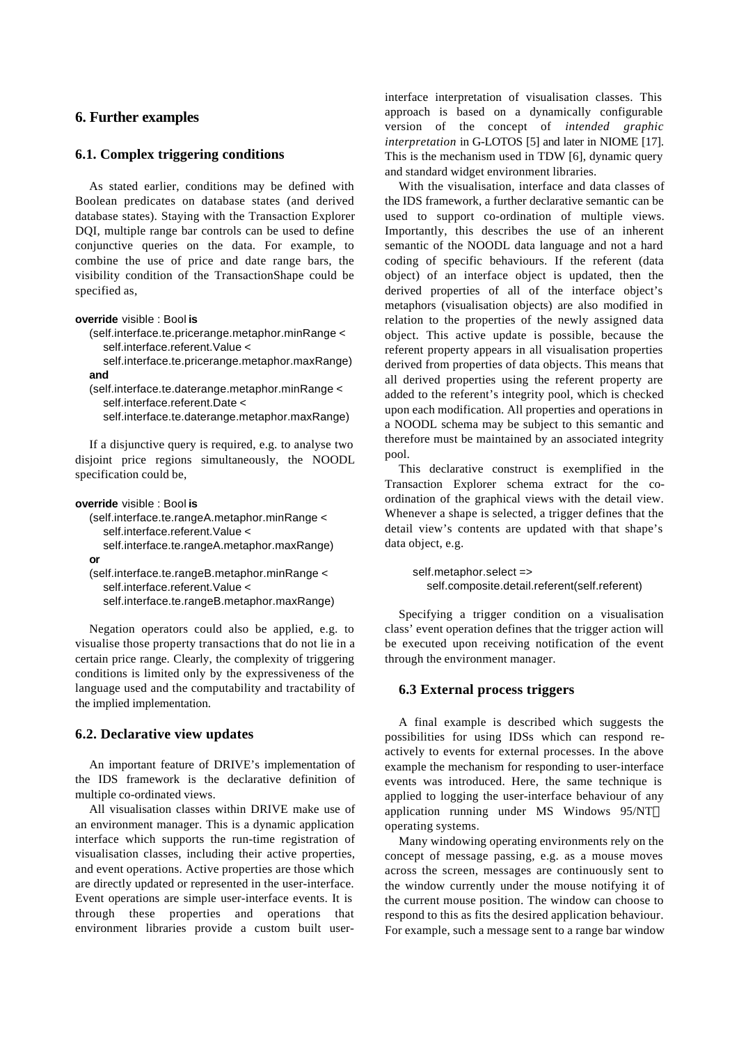## 6. Further examples

### 6.1. Complex triggering conditions

As stated earlier, conditions may be defined with Boolean predicates on database states (and derived database states). Staying with the Transaction Explorer DQI, multiple range bar controls can be used to define conjunctive queries on the data. For example, to combine the use of price and date range bars, the visibility condition of the TransactionShape could be specified as,

```
override visible : Bool is
  (self.interface.te.pricerange.metaphor.minRange <
    self.interface.referent.Value <
    self.interface.te.pricerange.metaphor.maxRange)
  and
  (self.interface.te.daterange.metaphor.minRange <
    self.interface.referent.Date <
    self.interface.te.daterange.metaphor.maxRange)
```

If a disjunctive query is required, e.g. to analyse two disjoint price regions simultaneously, the NOODL specification could be,

```
override visible : Bool is
  (self.interface.te.rangeA.metaphor.minRange <
    self.interface.referent.Value <
    self.interface.te.rangeA.metaphor.maxRange)
  or
  (self.interface.te.rangeB.metaphor.minRange <
    self.interface.referent.Value <
    self.interface.te.rangeB.metaphor.maxRange)
```

Negation operators could also be applied, e.g. to visualise those property transactions that do not lie in a certain price range. Clearly, the complexity of triggering conditions is limited only by the expressiveness of the language used and the computability and tractability of the implied implementation.

### 6.2. Declarative view updates

An important feature of DRIVE's implementation of the IDS framework is the declarative definition of multiple co-ordinated views.

All visualisation classes within DRIVE make use of an environment manager. This is a dynamic application interface which supports the run-time registration of visualisation classes, including their active properties, and event operations. Active properties are those which are directly updated or represented in the user-interface. Event operations are simple user-interface events. It is through these properties and operations that environment libraries provide a custom built user-interface interpretation of visualisation classes. This approach is based on a dynamically configurable version of the concept of *intended graphic interpretation* in G-LOTOS [5] and later in NIOME [17]. This is the mechanism used in TDW [6], dynamic query and standard widget environment libraries.

With the visualisation, interface and data classes of the IDS framework, a further declarative semantic can be used to support co-ordination of multiple views. Importantly, this describes the use of an inherent semantic of the NOODL data language and not a hard coding of specific behaviours. If the referent (data object) of an interface object is updated, then the derived properties of all of the interface object's metaphors (visualisation objects) are also modified in relation to the properties of the newly assigned data object. This active update is possible, because the referent property appears in all visualisation properties derived from properties of data objects. This means that all derived properties using the referent property are added to the referent's integrity pool, which is checked upon each modification. All properties and operations in a NOODL schema may be subject to this semantic and therefore must be maintained by an associated integrity pool.

This declarative construct is exemplified in the Transaction Explorer schema extract for the co-ordination of the graphical views with the detail view. Whenever a shape is selected, a trigger defines that the detail view's contents are updated with that shape's data object, e.g.

```
self.metaphor.select =>
  self.composite.detail.referent(self.referent)
```

Specifying a trigger condition on a visualisation class' event operation defines that the trigger action will be executed upon receiving notification of the event through the environment manager.

### 6.3 External process triggers

A final example is described which suggests the possibilities for using IDSs which can respond re-actively to events for external processes. In the above example the mechanism for responding to user-interface events was introduced. Here, the same technique is applied to logging the user-interface behaviour of any application running under MS Windows 95/NT™ operating systems.

Many windowing operating environments rely on the concept of message passing, e.g. as a mouse moves across the screen, messages are continuously sent to the window currently under the mouse notifying it of the current mouse position. The window can choose to respond to this as fits the desired application behaviour. For example, such a message sent to a range bar window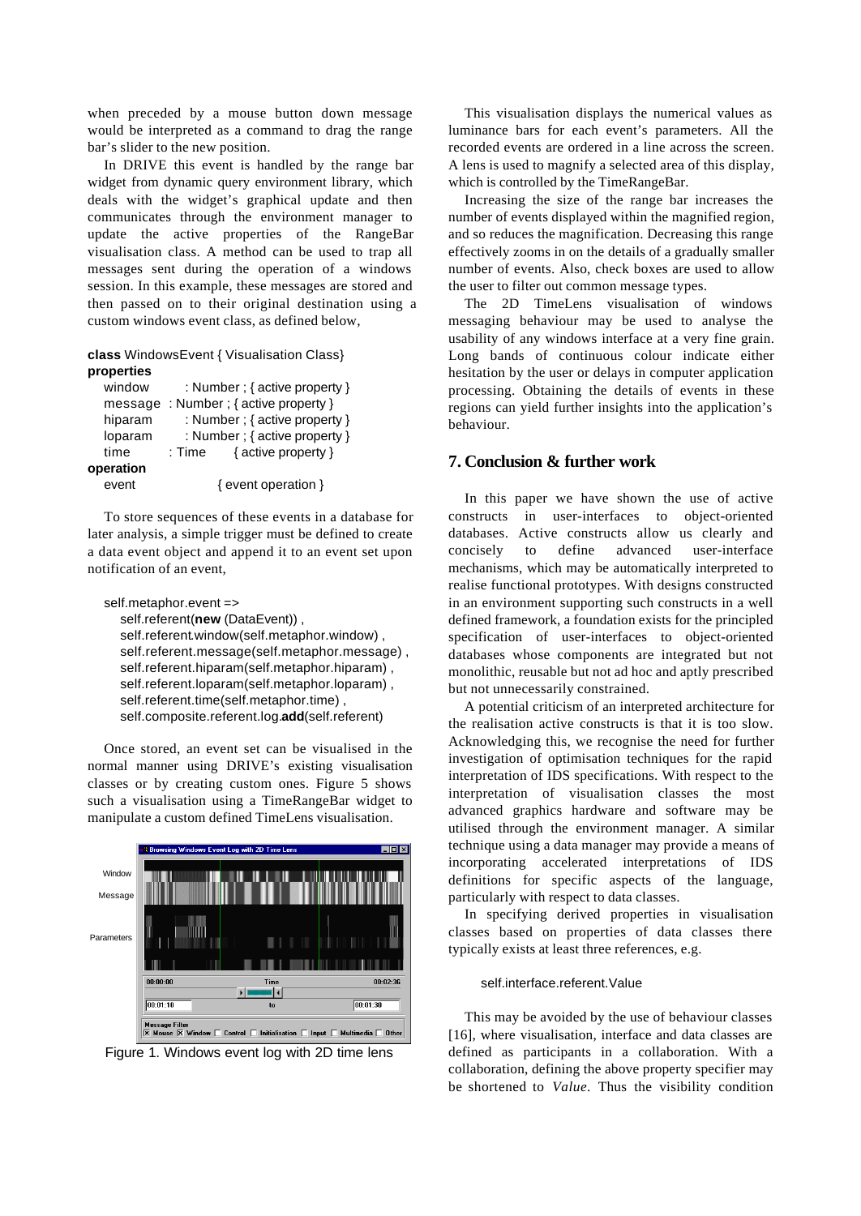when preceded by a mouse button down message would be interpreted as a command to drag the range bar's slider to the new position.

In DRIVE this event is handled by the range bar widget from dynamic query environment library, which deals with the widget's graphical update and then communicates through the environment manager to update the active properties of the RangeBar visualisation class. A method can be used to trap all messages sent during the operation of a windows session. In this example, these messages are stored and then passed on to their original destination using a custom windows event class, as defined below,

```
class WindowsEvent { Visualisation Class}
properties
   window      : Number ; { active property }
   message  : Number ; { active property }
   hiparam     : Number ; { active property }
   loparam     : Number ; { active property }
   time      : Time      { active property }
operation
   event            { event operation }
```

To store sequences of these events in a database for later analysis, a simple trigger must be defined to create a data event object and append it to an event set upon notification of an event,

```
self.metaphor.event =>
   self.referent(new (DataEvent)) ,
   self.referent.window(self.metaphor.window) ,
   self.referent.message(self.metaphor.message) ,
   self.referent.hiparam(self.metaphor.hiparam) ,
   self.referent.loparam(self.metaphor.loparam) ,
   self.referent.time(self.metaphor.time) ,
   self.composite.referent.log.add(self.referent)
```

Once stored, an event set can be visualised in the normal manner using DRIVE's existing visualisation classes or by creating custom ones. Figure 5 shows such a visualisation using a TimeRangeBar widget to manipulate a custom defined TimeLens visualisation.

Figure 1. Windows event log with 2D time lens

This visualisation displays the numerical values as luminance bars for each event's parameters. All the recorded events are ordered in a line across the screen. A lens is used to magnify a selected area of this display, which is controlled by the TimeRangeBar.

Increasing the size of the range bar increases the number of events displayed within the magnified region, and so reduces the magnification. Decreasing this range effectively zooms in on the details of a gradually smaller number of events. Also, check boxes are used to allow the user to filter out common message types.

The 2D TimeLens visualisation of windows messaging behaviour may be used to analyse the usability of any windows interface at a very fine grain. Long bands of continuous colour indicate either hesitation by the user or delays in computer application processing. Obtaining the details of events in these regions can yield further insights into the application's behaviour.

## 7. Conclusion & further work

In this paper we have shown the use of active constructs in user-interfaces to object-oriented databases. Active constructs allow us clearly and concisely to define advanced user-interface mechanisms, which may be automatically interpreted to realise functional prototypes. With designs constructed in an environment supporting such constructs in a well defined framework, a foundation exists for the principled specification of user-interfaces to object-oriented databases whose components are integrated but not monolithic, reusable but not ad hoc and aptly prescribed but not unnecessarily constrained.

A potential criticism of an interpreted architecture for the realisation active constructs is that it is too slow. Acknowledging this, we recognise the need for further investigation of optimisation techniques for the rapid interpretation of IDS specifications. With respect to the interpretation of visualisation classes the most advanced graphics hardware and software may be utilised through the environment manager. A similar technique using a data manager may provide a means of incorporating accelerated interpretations of IDS definitions for specific aspects of the language, particularly with respect to data classes.

In specifying derived properties in visualisation classes based on properties of data classes there typically exists at least three references, e.g.

```
self.interface.referent.Value
```

This may be avoided by the use of behaviour classes [16], where visualisation, interface and data classes are defined as participants in a collaboration. With a collaboration, defining the above property specifier may be shortened to *Value*. Thus the visibility condition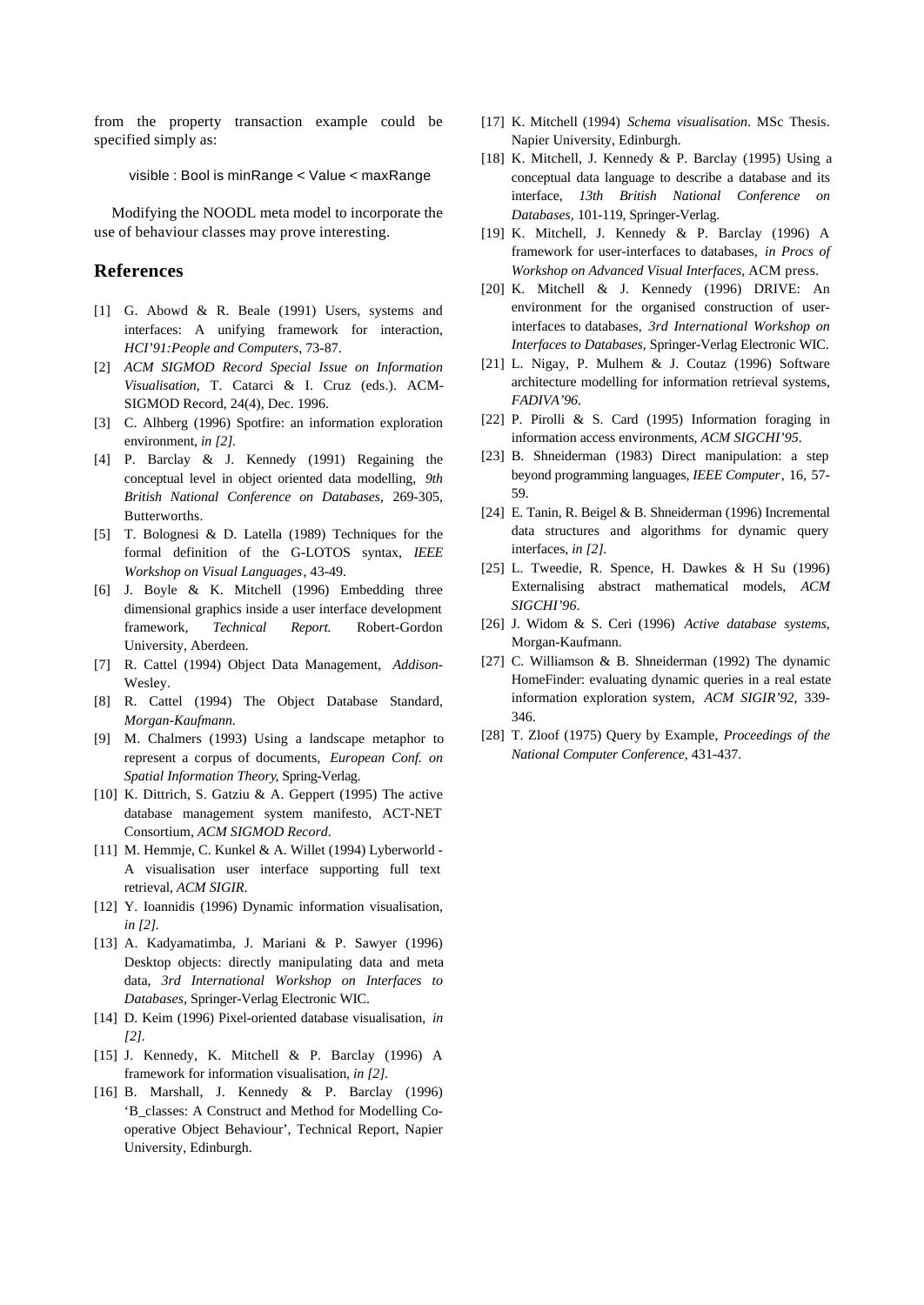from the property transaction example could be specified simply as:

```
visible : Bool is minRange < Value < maxRange
```

Modifying the NOODL meta model to incorporate the use of behaviour classes may prove interesting.

## References

[1] G. Abowd & R. Beale (1991) Users, systems and interfaces: A unifying framework for interaction, *HCI'91:People and Computers*, 73-87.

[2] *ACM SIGMOD Record Special Issue on Information Visualisation*, T. Catarci & I. Cruz (eds.). ACM-SIGMOD Record, 24(4), Dec. 1996.

[3] C. Alhberg (1996) Spotfire: an information exploration environment, *in [2].*

[4] P. Barclay & J. Kennedy (1991) Regaining the conceptual level in object oriented data modelling, *9th British National Conference on Databases*, 269-305, Butterworths.

[5] T. Bolognesi & D. Latella (1989) Techniques for the formal definition of the G-LOTOS syntax, *IEEE Workshop on Visual Languages*, 43-49.

[6] J. Boyle & K. Mitchell (1996) Embedding three dimensional graphics inside a user interface development framework, *Technical Report.* Robert-Gordon University, Aberdeen.

[7] R. Cattel (1994) Object Data Management, *Addison*-Wesley.

[8] R. Cattel (1994) The Object Database Standard, *Morgan-Kaufmann.*

[9] M. Chalmers (1993) Using a landscape metaphor to represent a corpus of documents, *European Conf. on Spatial Information Theory*, Spring-Verlag.

[10] K. Dittrich, S. Gatziu & A. Geppert (1995) The active database management system manifesto, ACT-NET Consortium, *ACM SIGMOD Record*.

[11] M. Hemmje, C. Kunkel & A. Willet (1994) Lyberworld - A visualisation user interface supporting full text retrieval, *ACM SIGIR*.

[12] Y. Ioannidis (1996) Dynamic information visualisation, *in [2].*

[13] A. Kadyamatimba, J. Mariani & P. Sawyer (1996) Desktop objects: directly manipulating data and meta data, *3rd International Workshop on Interfaces to Databases*, Springer-Verlag Electronic WIC.

[14] D. Keim (1996) Pixel-oriented database visualisation, *in [2].*

[15] J. Kennedy, K. Mitchell & P. Barclay (1996) A framework for information visualisation, *in [2].*

[16] B. Marshall, J. Kennedy & P. Barclay (1996) 'B_classes: A Construct and Method for Modelling Co-operative Object Behaviour', Technical Report, Napier University, Edinburgh.

[17] K. Mitchell (1994) *Schema visualisation*. MSc Thesis. Napier University, Edinburgh.

[18] K. Mitchell, J. Kennedy & P. Barclay (1995) Using a conceptual data language to describe a database and its interface, *13th British National Conference on Databases*, 101-119, Springer-Verlag.

[19] K. Mitchell, J. Kennedy & P. Barclay (1996) A framework for user-interfaces to databases, *in Procs of Workshop on Advanced Visual Interfaces*, ACM press.

[20] K. Mitchell & J. Kennedy (1996) DRIVE: An environment for the organised construction of user-interfaces to databases, *3rd International Workshop on Interfaces to Databases*, Springer-Verlag Electronic WIC.

[21] L. Nigay, P. Mulhem & J. Coutaz (1996) Software architecture modelling for information retrieval systems, *FADIVA'96*.

[22] P. Pirolli & S. Card (1995) Information foraging in information access environments, *ACM SIGCHI'95*.

[23] B. Shneiderman (1983) Direct manipulation: a step beyond programming languages, *IEEE Computer*, 16, 57-59.

[24] E. Tanin, R. Beigel & B. Shneiderman (1996) Incremental data structures and algorithms for dynamic query interfaces, *in [2].*

[25] L. Tweedie, R. Spence, H. Dawkes & H Su (1996) Externalising abstract mathematical models, *ACM SIGCHI'96*.

[26] J. Widom & S. Ceri (1996) *Active database systems*, Morgan-Kaufmann.

[27] C. Williamson & B. Shneiderman (1992) The dynamic HomeFinder: evaluating dynamic queries in a real estate information exploration system, *ACM SIGIR'92*, 339-346.

[28] T. Zloof (1975) Query by Example, *Proceedings of the National Computer Conference*, 431-437.